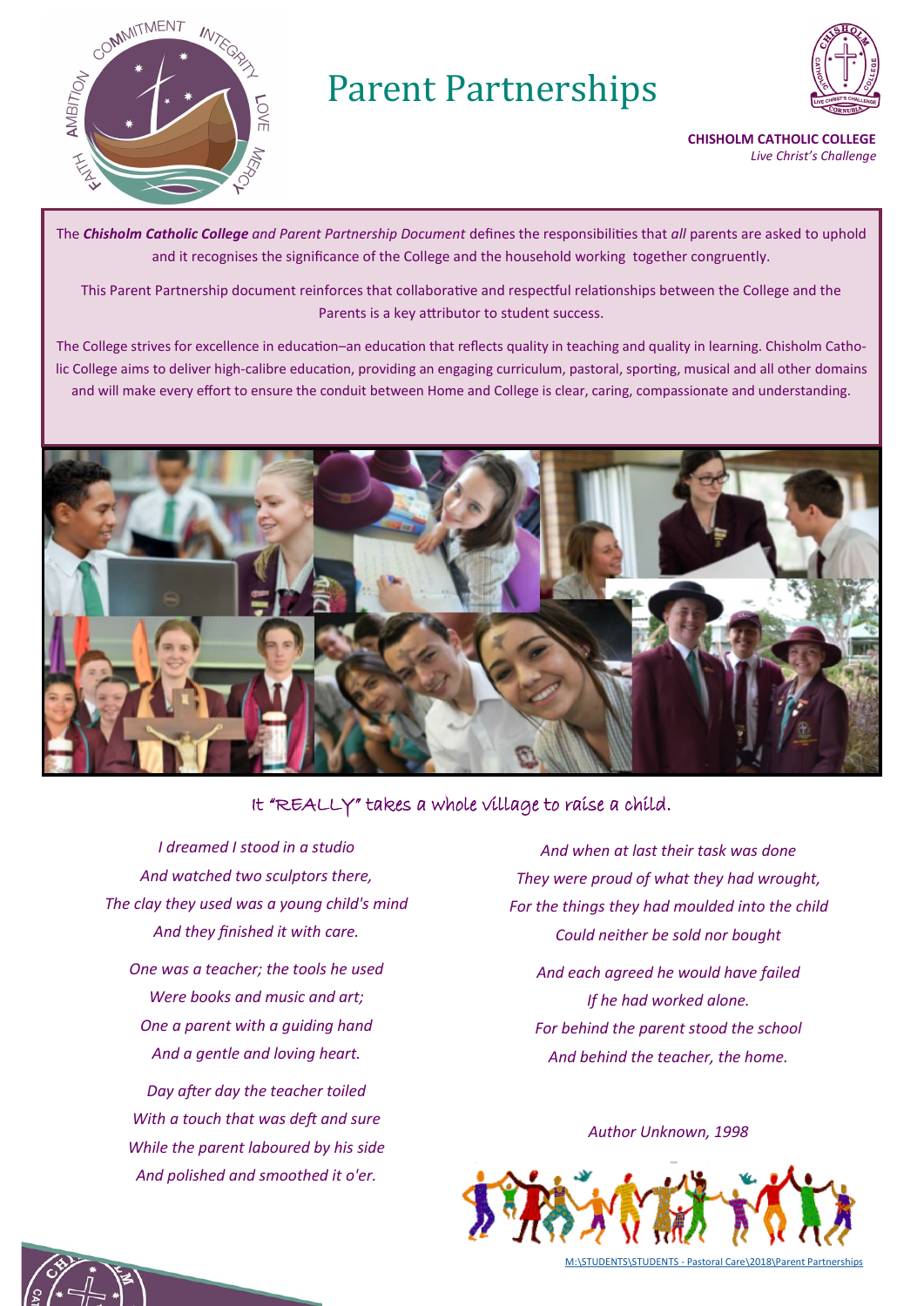# Parent Partnerships

**CHISHOLM CATHOLIC COLLEGE**
*Live Christ's Challenge*

The ***Chisholm Catholic College*** *and Parent Partnership Document* defines the responsibilities that *all* parents are asked to uphold and it recognises the significance of the College and the household working together congruently.

This Parent Partnership document reinforces that collaborative and respectful relationships between the College and the Parents is a key attributor to student success.

The College strives for excellence in education–an education that reflects quality in teaching and quality in learning. Chisholm Catholic College aims to deliver high-calibre education, providing an engaging curriculum, pastoral, sporting, musical and all other domains and will make every effort to ensure the conduit between Home and College is clear, caring, compassionate and understanding.

## It "REALLY" takes a whole village to raise a child.

*I dreamed I stood in a studio*
*And watched two sculptors there,*
*The clay they used was a young child's mind*
*And they finished it with care.*

*One was a teacher; the tools he used*
*Were books and music and art;*
*One a parent with a guiding hand*
*And a gentle and loving heart.*

*Day after day the teacher toiled*
*With a touch that was deft and sure*
*While the parent laboured by his side*
*And polished and smoothed it o'er.*

*And when at last their task was done*
*They were proud of what they had wrought,*
*For the things they had moulded into the child*
*Could neither be sold nor bought*

*And each agreed he would have failed*
*If he had worked alone.*
*For behind the parent stood the school*
*And behind the teacher, the home.*

*Author Unknown, 1998*

M:\STUDENTS\STUDENTS - Pastoral Care\2018\Parent Partnerships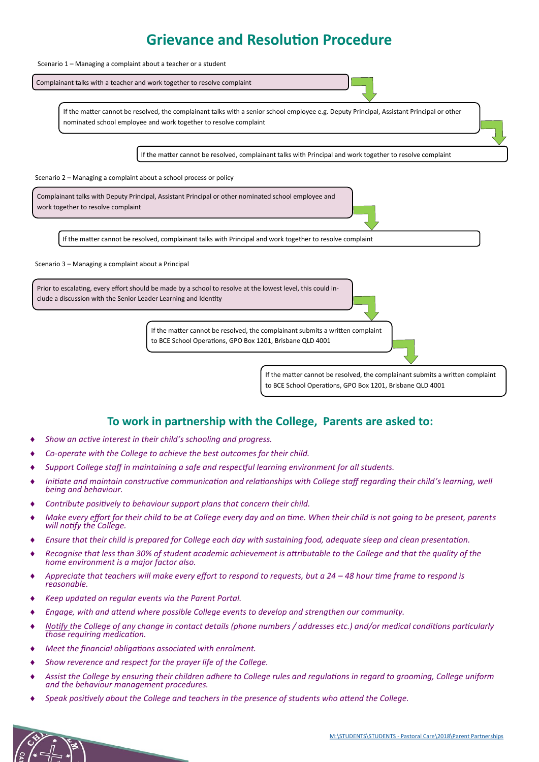# Grievance and Resolution Procedure

Scenario 1 – Managing a complaint about a teacher or a student

Complainant talks with a teacher and work together to resolve complaint

If the matter cannot be resolved, the complainant talks with a senior school employee e.g. Deputy Principal, Assistant Principal or other nominated school employee and work together to resolve complaint

If the matter cannot be resolved, complainant talks with Principal and work together to resolve complaint

Scenario 2 – Managing a complaint about a school process or policy

Complainant talks with Deputy Principal, Assistant Principal or other nominated school employee and work together to resolve complaint

If the matter cannot be resolved, complainant talks with Principal and work together to resolve complaint

Scenario 3 – Managing a complaint about a Principal

Prior to escalating, every effort should be made by a school to resolve at the lowest level, this could include a discussion with the Senior Leader Learning and Identity

If the matter cannot be resolved, the complainant submits a written complaint to BCE School Operations, GPO Box 1201, Brisbane QLD 4001

If the matter cannot be resolved, the complainant submits a written complaint to BCE School Operations, GPO Box 1201, Brisbane QLD 4001

## To work in partnership with the College, Parents are asked to:

- *Show an active interest in their child's schooling and progress.*
- *Co-operate with the College to achieve the best outcomes for their child.*
- *Support College staff in maintaining a safe and respectful learning environment for all students.*
- *Initiate and maintain constructive communication and relationships with College staff regarding their child's learning, well being and behaviour.*
- *Contribute positively to behaviour support plans that concern their child.*
- *Make every effort for their child to be at College every day and on time. When their child is not going to be present, parents will notify the College.*
- *Ensure that their child is prepared for College each day with sustaining food, adequate sleep and clean presentation.*
- *Recognise that less than 30% of student academic achievement is attributable to the College and that the quality of the home environment is a major factor also.*
- *Appreciate that teachers will make every effort to respond to requests, but a 24 – 48 hour time frame to respond is reasonable.*
- *Keep updated on regular events via the Parent Portal.*
- *Engage, with and attend where possible College events to develop and strengthen our community.*
- *Notify the College of any change in contact details (phone numbers / addresses etc.) and/or medical conditions particularly those requiring medication.*
- *Meet the financial obligations associated with enrolment.*
- *Show reverence and respect for the prayer life of the College.*
- *Assist the College by ensuring their children adhere to College rules and regulations in regard to grooming, College uniform and the behaviour management procedures.*
- *Speak positively about the College and teachers in the presence of students who attend the College.*

M:\STUDENTS\STUDENTS - Pastoral Care\2018\Parent Partnerships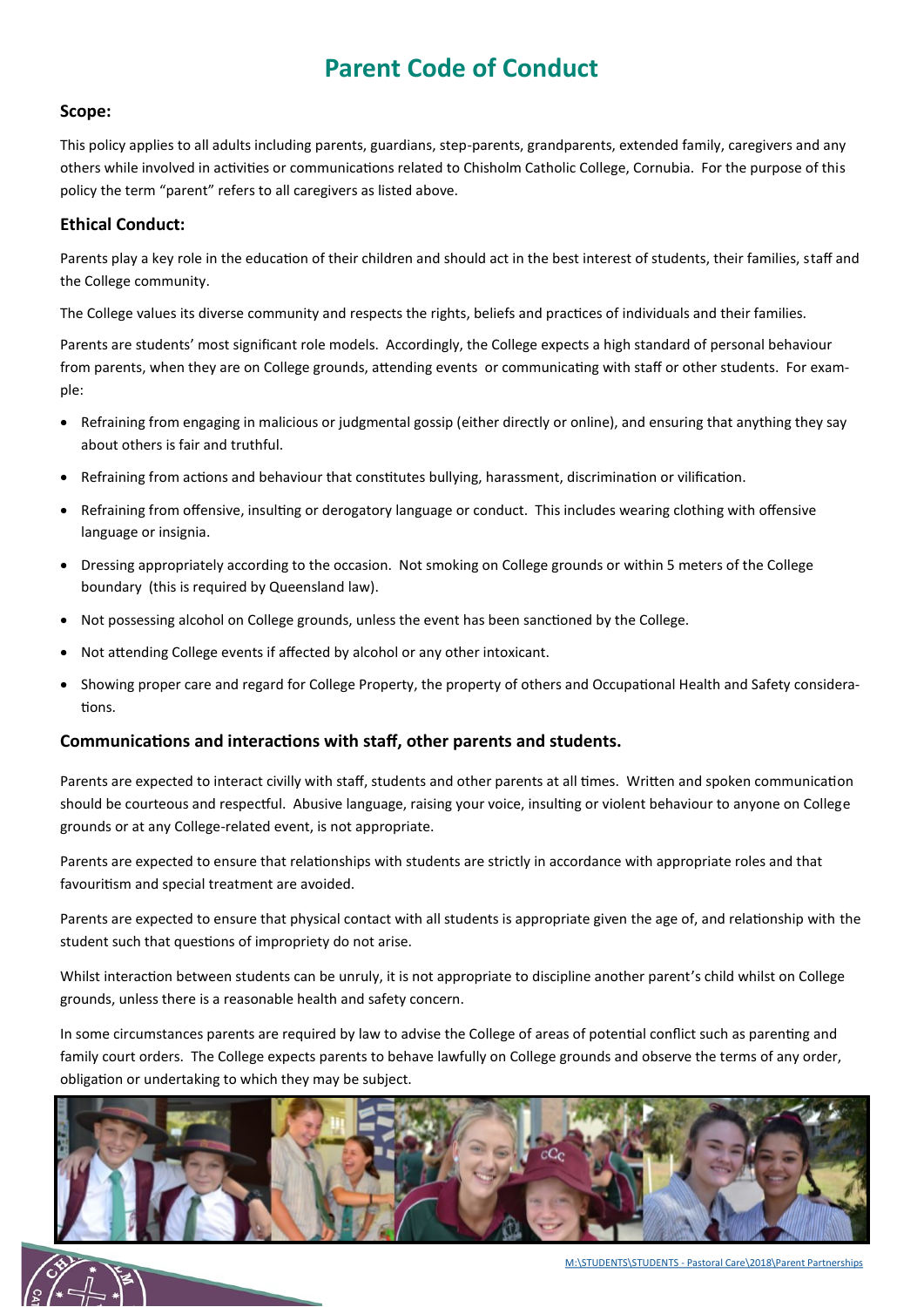# Parent Code of Conduct

### Scope:

This policy applies to all adults including parents, guardians, step-parents, grandparents, extended family, caregivers and any others while involved in activities or communications related to Chisholm Catholic College, Cornubia. For the purpose of this policy the term "parent" refers to all caregivers as listed above.

### Ethical Conduct:

Parents play a key role in the education of their children and should act in the best interest of students, their families, staff and the College community.

The College values its diverse community and respects the rights, beliefs and practices of individuals and their families.

Parents are students' most significant role models. Accordingly, the College expects a high standard of personal behaviour from parents, when they are on College grounds, attending events or communicating with staff or other students. For example:

- Refraining from engaging in malicious or judgmental gossip (either directly or online), and ensuring that anything they say about others is fair and truthful.
- Refraining from actions and behaviour that constitutes bullying, harassment, discrimination or vilification.
- Refraining from offensive, insulting or derogatory language or conduct. This includes wearing clothing with offensive language or insignia.
- Dressing appropriately according to the occasion. Not smoking on College grounds or within 5 meters of the College boundary (this is required by Queensland law).
- Not possessing alcohol on College grounds, unless the event has been sanctioned by the College.
- Not attending College events if affected by alcohol or any other intoxicant.
- Showing proper care and regard for College Property, the property of others and Occupational Health and Safety considerations.

### Communications and interactions with staff, other parents and students.

Parents are expected to interact civilly with staff, students and other parents at all times. Written and spoken communication should be courteous and respectful. Abusive language, raising your voice, insulting or violent behaviour to anyone on College grounds or at any College-related event, is not appropriate.

Parents are expected to ensure that relationships with students are strictly in accordance with appropriate roles and that favouritism and special treatment are avoided.

Parents are expected to ensure that physical contact with all students is appropriate given the age of, and relationship with the student such that questions of impropriety do not arise.

Whilst interaction between students can be unruly, it is not appropriate to discipline another parent's child whilst on College grounds, unless there is a reasonable health and safety concern.

In some circumstances parents are required by law to advise the College of areas of potential conflict such as parenting and family court orders. The College expects parents to behave lawfully on College grounds and observe the terms of any order, obligation or undertaking to which they may be subject.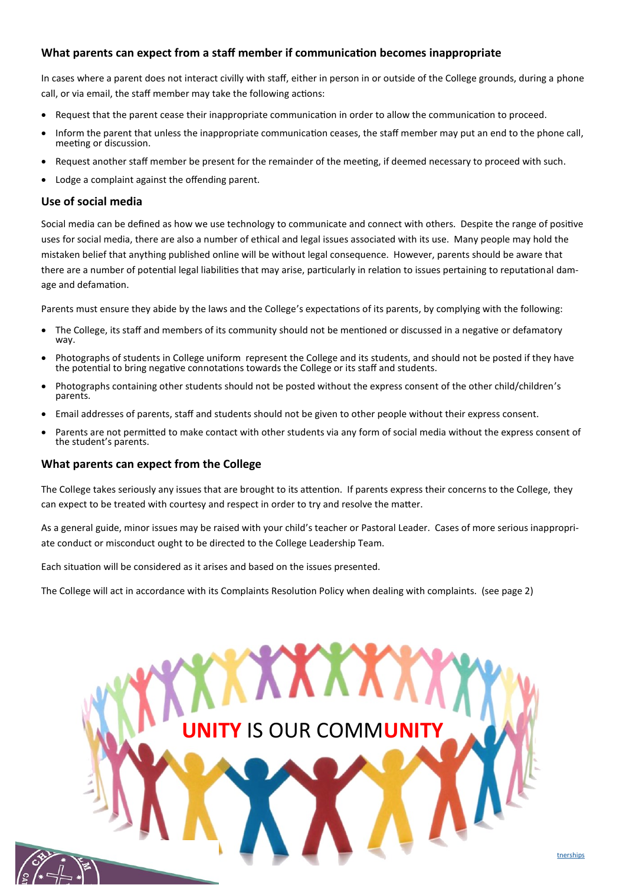### What parents can expect from a staff member if communication becomes inappropriate

In cases where a parent does not interact civilly with staff, either in person in or outside of the College grounds, during a phone call, or via email, the staff member may take the following actions:

- Request that the parent cease their inappropriate communication in order to allow the communication to proceed.
- Inform the parent that unless the inappropriate communication ceases, the staff member may put an end to the phone call, meeting or discussion.
- Request another staff member be present for the remainder of the meeting, if deemed necessary to proceed with such.
- Lodge a complaint against the offending parent.

### Use of social media

Social media can be defined as how we use technology to communicate and connect with others. Despite the range of positive uses for social media, there are also a number of ethical and legal issues associated with its use. Many people may hold the mistaken belief that anything published online will be without legal consequence. However, parents should be aware that there are a number of potential legal liabilities that may arise, particularly in relation to issues pertaining to reputational damage and defamation.

Parents must ensure they abide by the laws and the College's expectations of its parents, by complying with the following:

- The College, its staff and members of its community should not be mentioned or discussed in a negative or defamatory way.
- Photographs of students in College uniform represent the College and its students, and should not be posted if they have the potential to bring negative connotations towards the College or its staff and students.
- Photographs containing other students should not be posted without the express consent of the other child/children's parents.
- Email addresses of parents, staff and students should not be given to other people without their express consent.
- Parents are not permitted to make contact with other students via any form of social media without the express consent of the student's parents.

### What parents can expect from the College

The College takes seriously any issues that are brought to its attention. If parents express their concerns to the College, they can expect to be treated with courtesy and respect in order to try and resolve the matter.

As a general guide, minor issues may be raised with your child's teacher or Pastoral Leader. Cases of more serious inappropriate conduct or misconduct ought to be directed to the College Leadership Team.

Each situation will be considered as it arises and based on the issues presented.

The College will act in accordance with its Complaints Resolution Policy when dealing with complaints. (see page 2)

**UNITY IS OUR COMMUNITY**